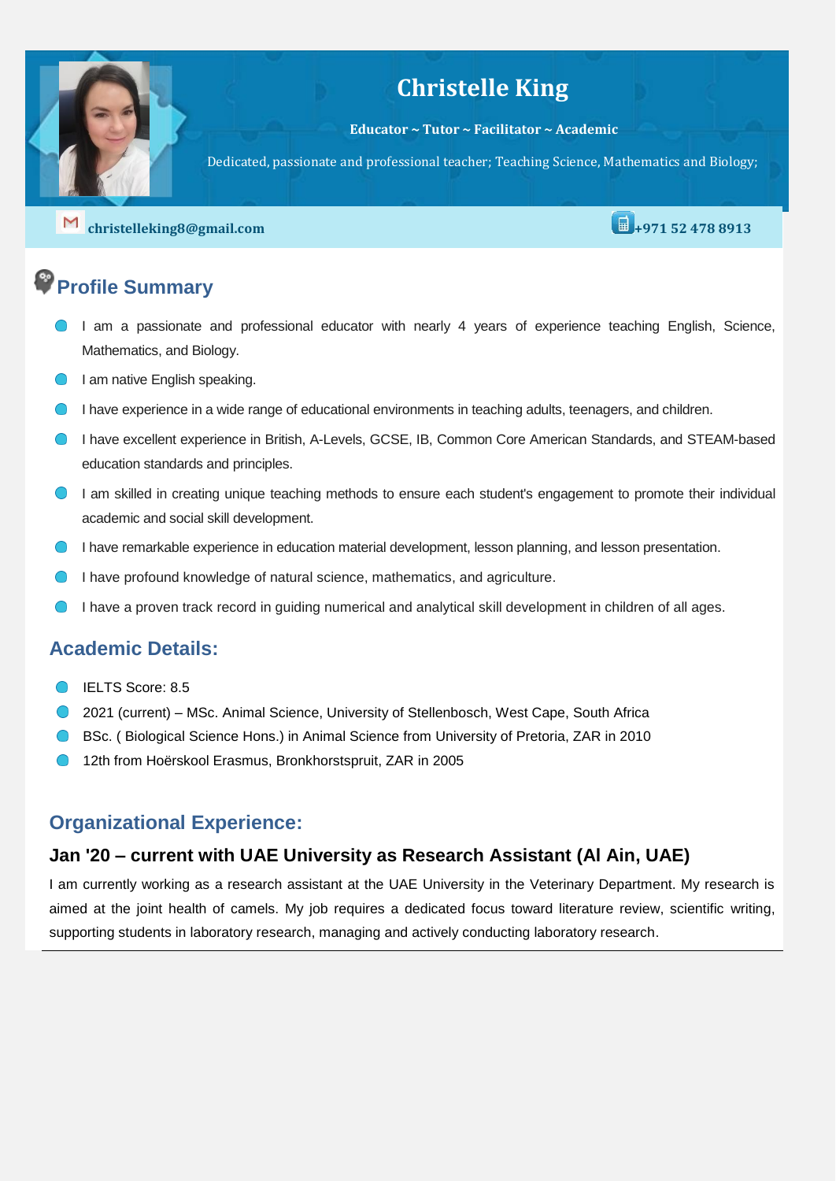# Christelle King

**Educator ~ Tutor ~ Facilitator ~ Academic**

Dedicated, passionate and professional teacher; Teaching Science, Mathematics and Biology;

**christelleking8@gmail.com** **+971 52 478 8913**

## Profile Summary

- I am a passionate and professional educator with nearly 4 years of experience teaching English, Science, Mathematics, and Biology.
- I am native English speaking.
- I have experience in a wide range of educational environments in teaching adults, teenagers, and children.
- I have excellent experience in British, A-Levels, GCSE, IB, Common Core American Standards, and STEAM-based education standards and principles.
- I am skilled in creating unique teaching methods to ensure each student's engagement to promote their individual academic and social skill development.
- I have remarkable experience in education material development, lesson planning, and lesson presentation.
- I have profound knowledge of natural science, mathematics, and agriculture.
- I have a proven track record in guiding numerical and analytical skill development in children of all ages.

## Academic Details:

- IELTS Score: 8.5
- 2021 (current) – MSc. Animal Science, University of Stellenbosch, West Cape, South Africa
- BSc. ( Biological Science Hons.) in Animal Science from University of Pretoria, ZAR in 2010
- 12th from Hoërskool Erasmus, Bronkhorstspruit, ZAR in 2005

## Organizational Experience:

### Jan '20 – current with UAE University as Research Assistant (Al Ain, UAE)

I am currently working as a research assistant at the UAE University in the Veterinary Department. My research is aimed at the joint health of camels. My job requires a dedicated focus toward literature review, scientific writing, supporting students in laboratory research, managing and actively conducting laboratory research.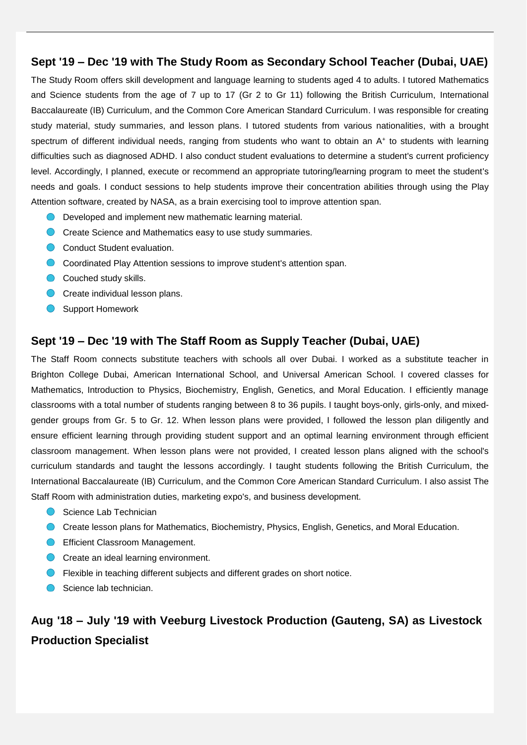### Sept '19 – Dec '19 with The Study Room as Secondary School Teacher (Dubai, UAE)

The Study Room offers skill development and language learning to students aged 4 to adults. I tutored Mathematics and Science students from the age of 7 up to 17 (Gr 2 to Gr 11) following the British Curriculum, International Baccalaureate (IB) Curriculum, and the Common Core American Standard Curriculum. I was responsible for creating study material, study summaries, and lesson plans. I tutored students from various nationalities, with a brought spectrum of different individual needs, ranging from students who want to obtain an A⁺ to students with learning difficulties such as diagnosed ADHD. I also conduct student evaluations to determine a student's current proficiency level. Accordingly, I planned, execute or recommend an appropriate tutoring/learning program to meet the student's needs and goals. I conduct sessions to help students improve their concentration abilities through using the Play Attention software, created by NASA, as a brain exercising tool to improve attention span.

- Developed and implement new mathematic learning material.
- Create Science and Mathematics easy to use study summaries.
- Conduct Student evaluation.
- Coordinated Play Attention sessions to improve student's attention span.
- Couched study skills.
- Create individual lesson plans.
- Support Homework

### Sept '19 – Dec '19 with The Staff Room as Supply Teacher (Dubai, UAE)

The Staff Room connects substitute teachers with schools all over Dubai. I worked as a substitute teacher in Brighton College Dubai, American International School, and Universal American School. I covered classes for Mathematics, Introduction to Physics, Biochemistry, English, Genetics, and Moral Education. I efficiently manage classrooms with a total number of students ranging between 8 to 36 pupils. I taught boys-only, girls-only, and mixed-gender groups from Gr. 5 to Gr. 12. When lesson plans were provided, I followed the lesson plan diligently and ensure efficient learning through providing student support and an optimal learning environment through efficient classroom management. When lesson plans were not provided, I created lesson plans aligned with the school's curriculum standards and taught the lessons accordingly. I taught students following the British Curriculum, the International Baccalaureate (IB) Curriculum, and the Common Core American Standard Curriculum. I also assist The Staff Room with administration duties, marketing expo's, and business development.

- Science Lab Technician
- Create lesson plans for Mathematics, Biochemistry, Physics, English, Genetics, and Moral Education.
- Efficient Classroom Management.
- Create an ideal learning environment.
- Flexible in teaching different subjects and different grades on short notice.
- Science lab technician.

### Aug '18 – July '19 with Veeburg Livestock Production (Gauteng, SA) as Livestock Production Specialist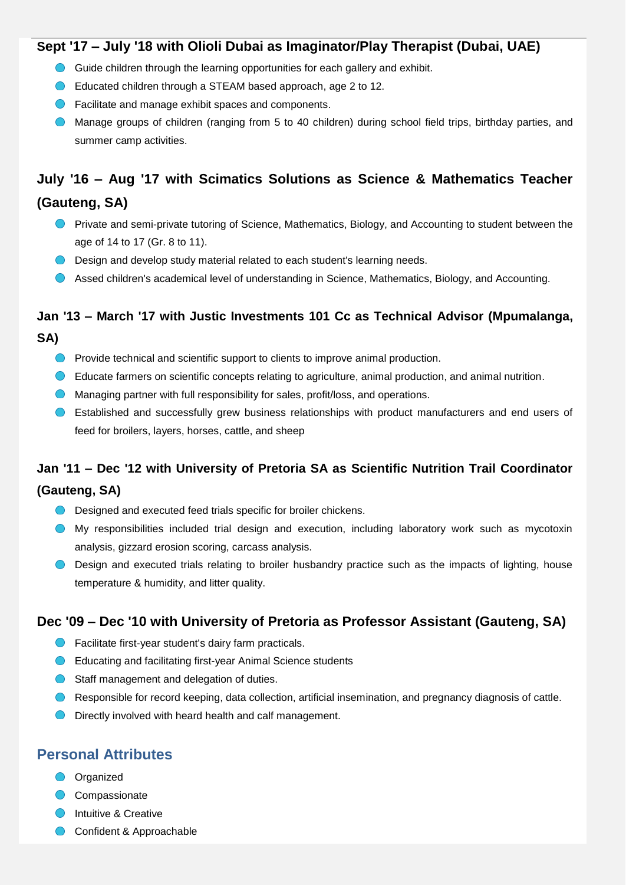### Sept '17 – July '18 with Olioli Dubai as Imaginator/Play Therapist (Dubai, UAE)

- Guide children through the learning opportunities for each gallery and exhibit.
- Educated children through a STEAM based approach, age 2 to 12.
- Facilitate and manage exhibit spaces and components.
- Manage groups of children (ranging from 5 to 40 children) during school field trips, birthday parties, and summer camp activities.

### July '16 – Aug '17 with Scimatics Solutions as Science & Mathematics Teacher (Gauteng, SA)

- Private and semi-private tutoring of Science, Mathematics, Biology, and Accounting to student between the age of 14 to 17 (Gr. 8 to 11).
- Design and develop study material related to each student's learning needs.
- Assed children's academical level of understanding in Science, Mathematics, Biology, and Accounting.

### Jan '13 – March '17 with Justic Investments 101 Cc as Technical Advisor (Mpumalanga, SA)

- Provide technical and scientific support to clients to improve animal production.
- Educate farmers on scientific concepts relating to agriculture, animal production, and animal nutrition.
- Managing partner with full responsibility for sales, profit/loss, and operations.
- Established and successfully grew business relationships with product manufacturers and end users of feed for broilers, layers, horses, cattle, and sheep

### Jan '11 – Dec '12 with University of Pretoria SA as Scientific Nutrition Trail Coordinator (Gauteng, SA)

- Designed and executed feed trials specific for broiler chickens.
- My responsibilities included trial design and execution, including laboratory work such as mycotoxin analysis, gizzard erosion scoring, carcass analysis.
- Design and executed trials relating to broiler husbandry practice such as the impacts of lighting, house temperature & humidity, and litter quality.

### Dec '09 – Dec '10 with University of Pretoria as Professor Assistant (Gauteng, SA)

- Facilitate first-year student's dairy farm practicals.
- Educating and facilitating first-year Animal Science students
- Staff management and delegation of duties.
- Responsible for record keeping, data collection, artificial insemination, and pregnancy diagnosis of cattle.
- Directly involved with heard health and calf management.

## Personal Attributes

- Organized
- Compassionate
- Intuitive & Creative
- Confident & Approachable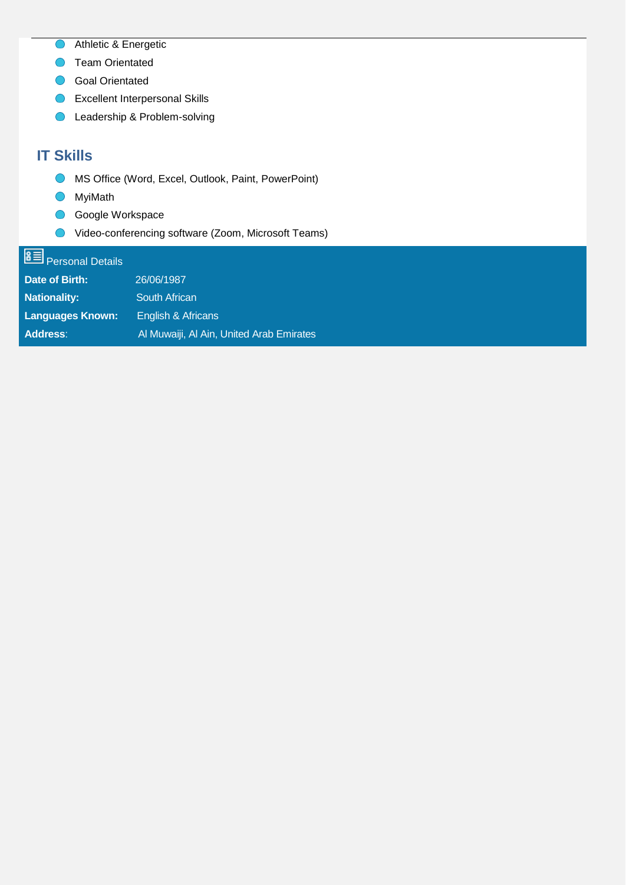- Athletic & Energetic
- Team Orientated
- Goal Orientated
- Excellent Interpersonal Skills
- Leadership & Problem-solving

## IT Skills

- MS Office (Word, Excel, Outlook, Paint, PowerPoint)
- MyiMath
- Google Workspace
- Video-conferencing software (Zoom, Microsoft Teams)

## Personal Details

**Date of Birth:** 26/06/1987

**Nationality:** South African

**Languages Known:** English & Africans

**Address**: Al Muwaiji, Al Ain, United Arab Emirates